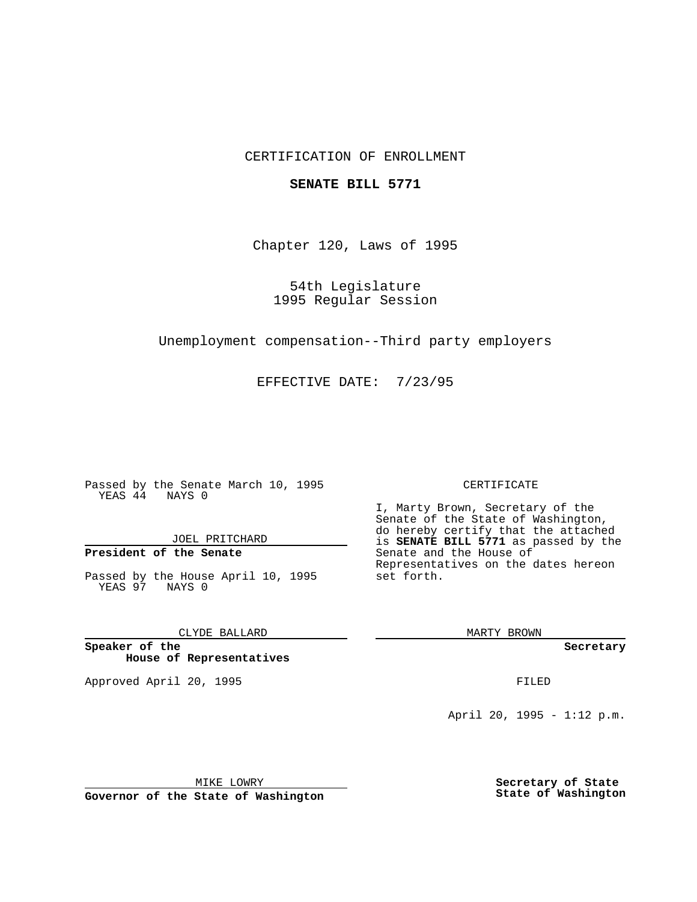CERTIFICATION OF ENROLLMENT

**SENATE BILL 5771**

Chapter 120, Laws of 1995

54th Legislature
1995 Regular Session

Unemployment compensation--Third party employers

EFFECTIVE DATE: 7/23/95

Passed by the Senate March 10, 1995
YEAS 44 NAYS 0

JOEL PRITCHARD

**President of the Senate**

Passed by the House April 10, 1995
YEAS 97 NAYS 0

CLYDE BALLARD

**Speaker of the House of Representatives**

Approved April 20, 1995

MIKE LOWRY

**Governor of the State of Washington**

CERTIFICATE

I, Marty Brown, Secretary of the Senate of the State of Washington, do hereby certify that the attached is **SENATE BILL 5771** as passed by the Senate and the House of Representatives on the dates hereon set forth.

MARTY BROWN

**Secretary**

FILED

April 20, 1995 - 1:12 p.m.

**Secretary of State**
**State of Washington**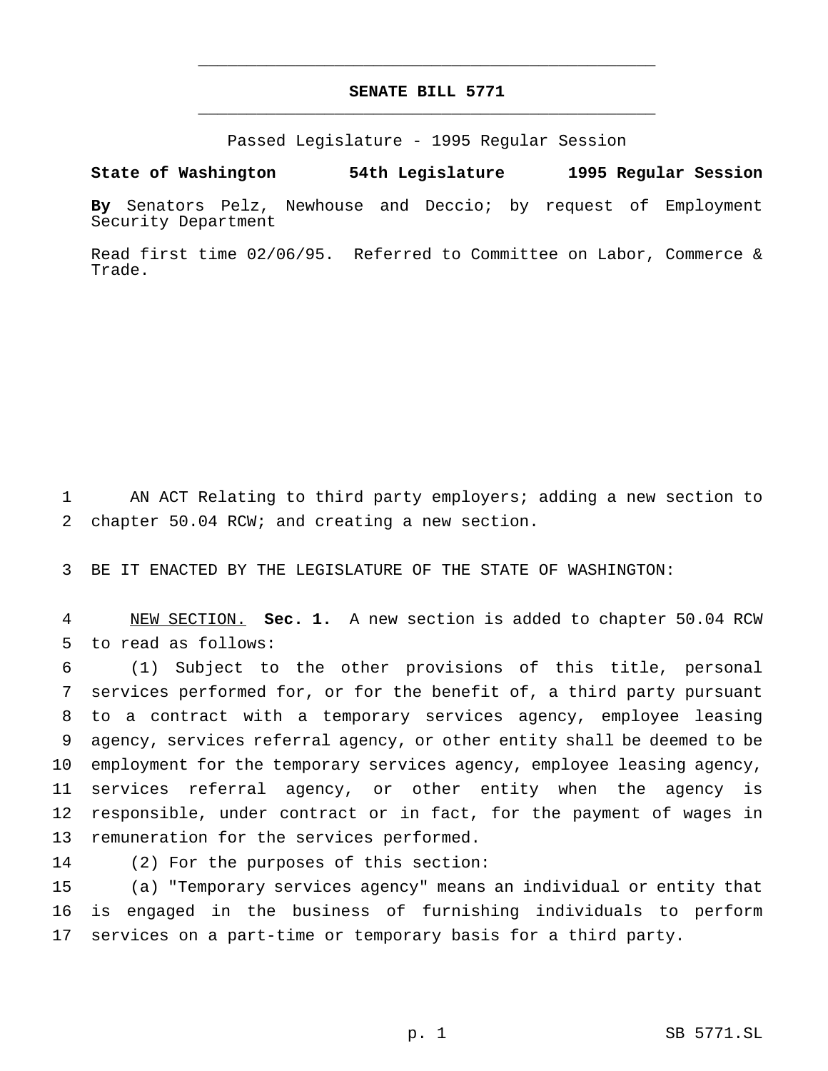# SENATE BILL 5771

Passed Legislature - 1995 Regular Session

**State of Washington 54th Legislature 1995 Regular Session**

**By** Senators Pelz, Newhouse and Deccio; by request of Employment Security Department

Read first time 02/06/95. Referred to Committee on Labor, Commerce & Trade.

AN ACT Relating to third party employers; adding a new section to chapter 50.04 RCW; and creating a new section.

BE IT ENACTED BY THE LEGISLATURE OF THE STATE OF WASHINGTON:

NEW SECTION. **Sec. 1.** A new section is added to chapter 50.04 RCW to read as follows:

(1) Subject to the other provisions of this title, personal services performed for, or for the benefit of, a third party pursuant to a contract with a temporary services agency, employee leasing agency, services referral agency, or other entity shall be deemed to be employment for the temporary services agency, employee leasing agency, services referral agency, or other entity when the agency is responsible, under contract or in fact, for the payment of wages in remuneration for the services performed.

(2) For the purposes of this section:

(a) "Temporary services agency" means an individual or entity that is engaged in the business of furnishing individuals to perform services on a part-time or temporary basis for a third party.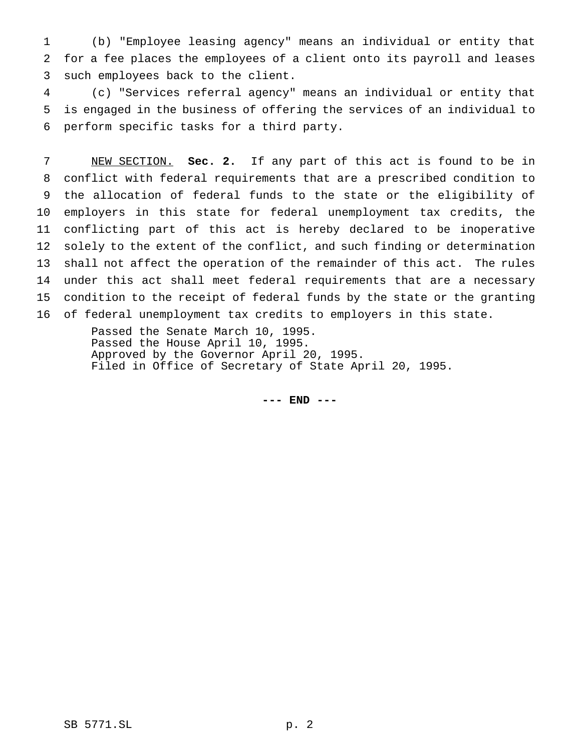(b) "Employee leasing agency" means an individual or entity that for a fee places the employees of a client onto its payroll and leases such employees back to the client.

(c) "Services referral agency" means an individual or entity that is engaged in the business of offering the services of an individual to perform specific tasks for a third party.

NEW SECTION. **Sec. 2.** If any part of this act is found to be in conflict with federal requirements that are a prescribed condition to the allocation of federal funds to the state or the eligibility of employers in this state for federal unemployment tax credits, the conflicting part of this act is hereby declared to be inoperative solely to the extent of the conflict, and such finding or determination shall not affect the operation of the remainder of this act. The rules under this act shall meet federal requirements that are a necessary condition to the receipt of federal funds by the state or the granting of federal unemployment tax credits to employers in this state.

Passed the Senate March 10, 1995.
Passed the House April 10, 1995.
Approved by the Governor April 20, 1995.
Filed in Office of Secretary of State April 20, 1995.

**--- END ---**